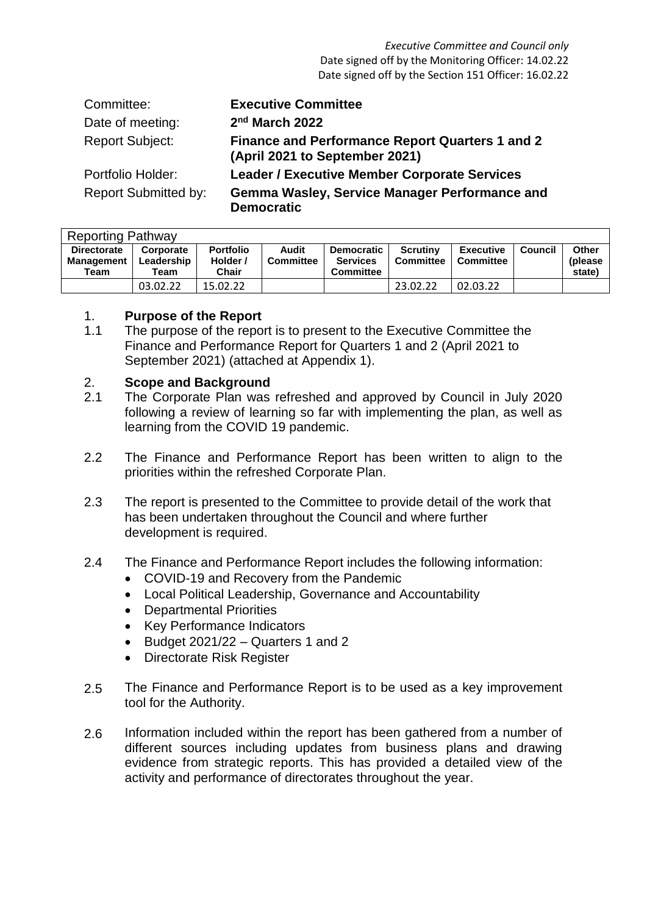*Executive Committee and Council only*
Date signed off by the Monitoring Officer: 14.02.22
Date signed off by the Section 151 Officer: 16.02.22

| | |
|---|---|
| Committee: | **Executive Committee** |
| Date of meeting: | **2nd March 2022** |
| Report Subject: | **Finance and Performance Report Quarters 1 and 2 (April 2021 to September 2021)** |
| Portfolio Holder: | **Leader / Executive Member Corporate Services** |
| Report Submitted by: | **Gemma Wasley, Service Manager Performance and Democratic** |

| Reporting Pathway | | | | | | | | |
|---|---|---|---|---|---|---|---|---|
| **Directorate Management Team** | **Corporate Leadership Team** | **Portfolio Holder / Chair** | **Audit Committee** | **Democratic Services Committee** | **Scrutiny Committee** | **Executive Committee** | **Council** | **Other (please state)** |
| | 03.02.22 | 15.02.22 | | | 23.02.22 | 02.03.22 | | |

## 1. Purpose of the Report

1.1 The purpose of the report is to present to the Executive Committee the Finance and Performance Report for Quarters 1 and 2 (April 2021 to September 2021) (attached at Appendix 1).

## 2. Scope and Background

2.1 The Corporate Plan was refreshed and approved by Council in July 2020 following a review of learning so far with implementing the plan, as well as learning from the COVID 19 pandemic.

2.2 The Finance and Performance Report has been written to align to the priorities within the refreshed Corporate Plan.

2.3 The report is presented to the Committee to provide detail of the work that has been undertaken throughout the Council and where further development is required.

2.4 The Finance and Performance Report includes the following information:

- COVID-19 and Recovery from the Pandemic
- Local Political Leadership, Governance and Accountability
- Departmental Priorities
- Key Performance Indicators
- Budget 2021/22 – Quarters 1 and 2
- Directorate Risk Register

2.5 The Finance and Performance Report is to be used as a key improvement tool for the Authority.

2.6 Information included within the report has been gathered from a number of different sources including updates from business plans and drawing evidence from strategic reports. This has provided a detailed view of the activity and performance of directorates throughout the year.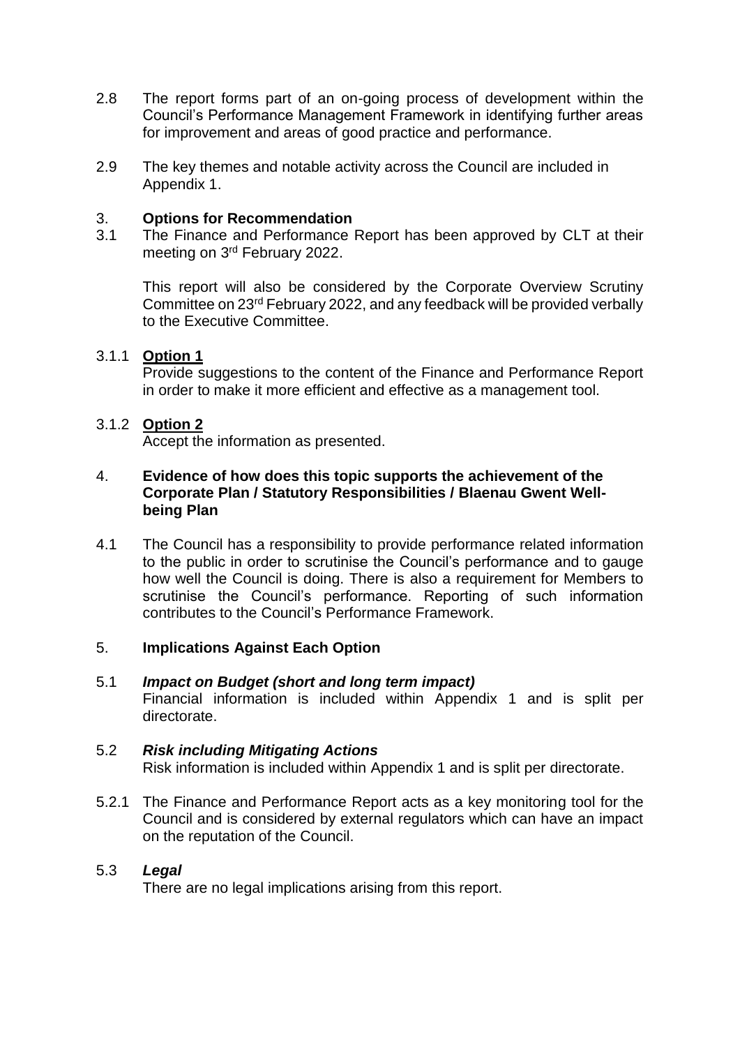2.8 The report forms part of an on-going process of development within the Council's Performance Management Framework in identifying further areas for improvement and areas of good practice and performance.

2.9 The key themes and notable activity across the Council are included in Appendix 1.

## 3. Options for Recommendation

3.1 The Finance and Performance Report has been approved by CLT at their meeting on 3rd February 2022.

This report will also be considered by the Corporate Overview Scrutiny Committee on 23rd February 2022, and any feedback will be provided verbally to the Executive Committee.

3.1.1 **Option 1**

Provide suggestions to the content of the Finance and Performance Report in order to make it more efficient and effective as a management tool.

3.1.2 **Option 2**

Accept the information as presented.

## 4. Evidence of how does this topic supports the achievement of the Corporate Plan / Statutory Responsibilities / Blaenau Gwent Well-being Plan

4.1 The Council has a responsibility to provide performance related information to the public in order to scrutinise the Council's performance and to gauge how well the Council is doing. There is also a requirement for Members to scrutinise the Council's performance. Reporting of such information contributes to the Council's Performance Framework.

## 5. Implications Against Each Option

5.1 ***Impact on Budget (short and long term impact)***

Financial information is included within Appendix 1 and is split per directorate.

5.2 ***Risk including Mitigating Actions***

Risk information is included within Appendix 1 and is split per directorate.

5.2.1 The Finance and Performance Report acts as a key monitoring tool for the Council and is considered by external regulators which can have an impact on the reputation of the Council.

5.3 ***Legal***

There are no legal implications arising from this report.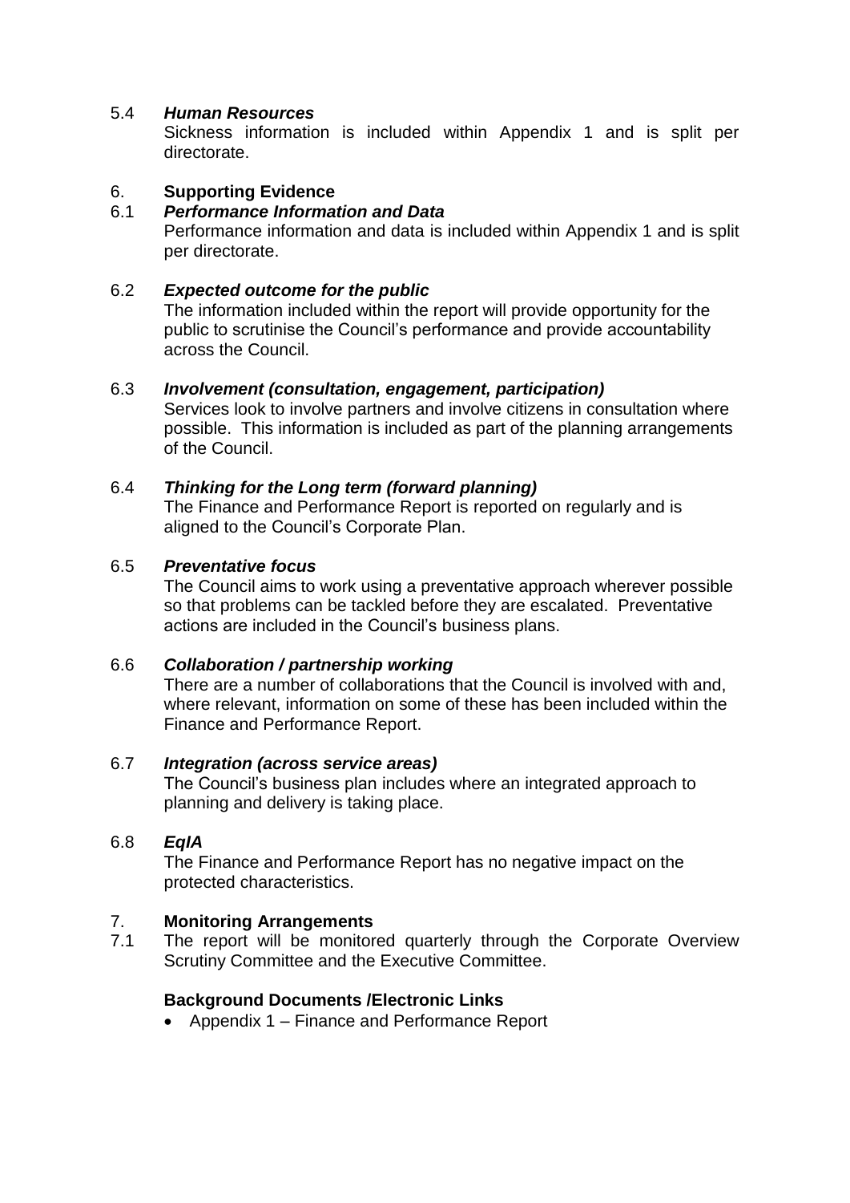5.4 ***Human Resources***

Sickness information is included within Appendix 1 and is split per directorate.

6. **Supporting Evidence**

6.1 ***Performance Information and Data***

Performance information and data is included within Appendix 1 and is split per directorate.

6.2 ***Expected outcome for the public***

The information included within the report will provide opportunity for the public to scrutinise the Council's performance and provide accountability across the Council.

6.3 ***Involvement (consultation, engagement, participation)***

Services look to involve partners and involve citizens in consultation where possible. This information is included as part of the planning arrangements of the Council.

6.4 ***Thinking for the Long term (forward planning)***

The Finance and Performance Report is reported on regularly and is aligned to the Council's Corporate Plan.

6.5 ***Preventative focus***

The Council aims to work using a preventative approach wherever possible so that problems can be tackled before they are escalated. Preventative actions are included in the Council's business plans.

6.6 ***Collaboration / partnership working***

There are a number of collaborations that the Council is involved with and, where relevant, information on some of these has been included within the Finance and Performance Report.

6.7 ***Integration (across service areas)***

The Council's business plan includes where an integrated approach to planning and delivery is taking place.

6.8 ***EqIA***

The Finance and Performance Report has no negative impact on the protected characteristics.

7. **Monitoring Arrangements**

7.1 The report will be monitored quarterly through the Corporate Overview Scrutiny Committee and the Executive Committee.

**Background Documents /Electronic Links**

- Appendix 1 – Finance and Performance Report